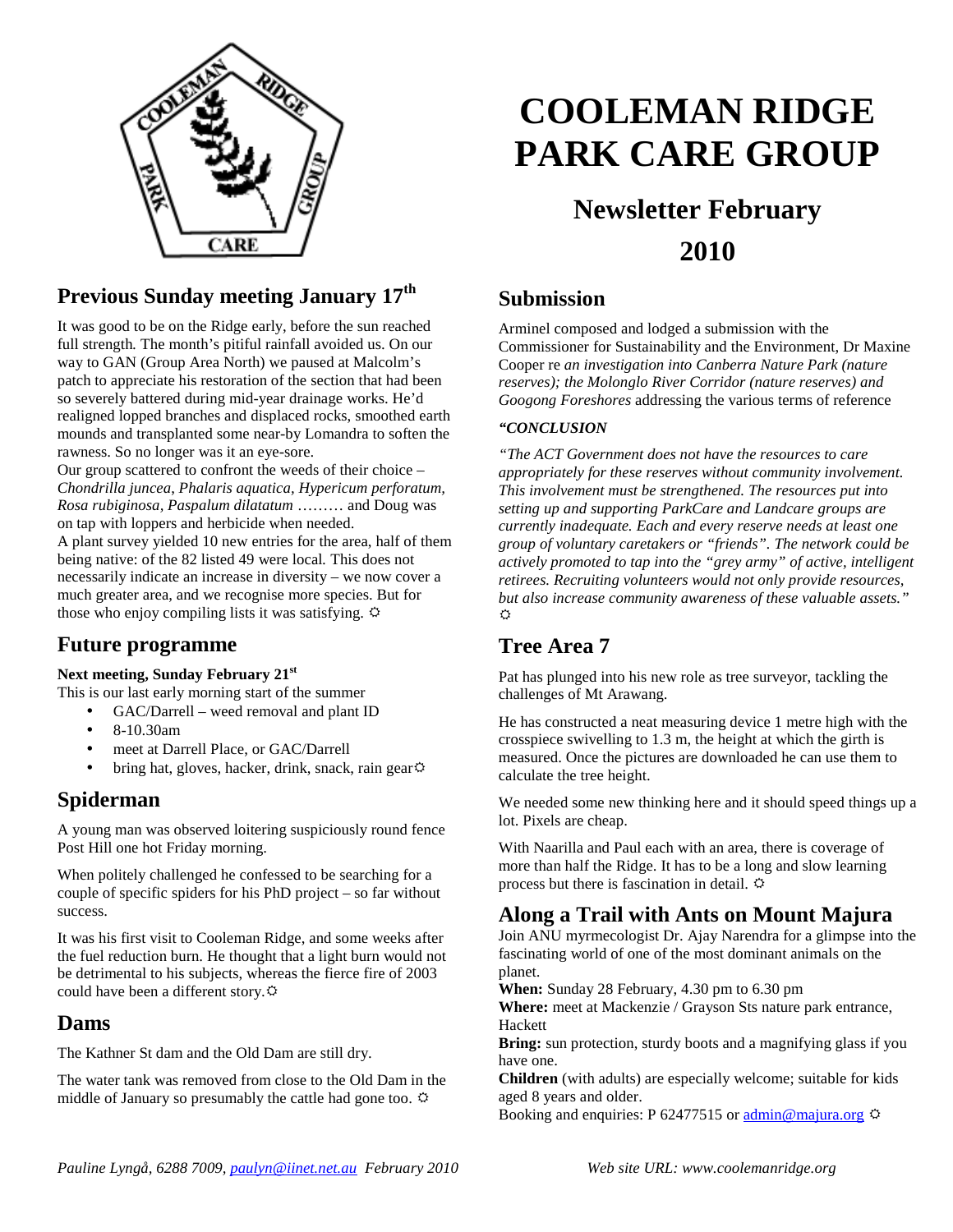# COOLEMAN RIDGE PARK CARE GROUP

## Newsletter February 2010

## Previous Sunday meeting January 17th

It was good to be on the Ridge early, before the sun reached full strength. The month's pitiful rainfall avoided us. On our way to GAN (Group Area North) we paused at Malcolm's patch to appreciate his restoration of the section that had been so severely battered during mid-year drainage works. He'd realigned lopped branches and displaced rocks, smoothed earth mounds and transplanted some near-by Lomandra to soften the rawness. So no longer was it an eye-sore.

Our group scattered to confront the weeds of their choice – *Chondrilla juncea, Phalaris aquatica, Hypericum perforatum, Rosa rubiginosa, Paspalum dilatatum* ……… and Doug was on tap with loppers and herbicide when needed.

A plant survey yielded 10 new entries for the area, half of them being native: of the 82 listed 49 were local. This does not necessarily indicate an increase in diversity – we now cover a much greater area, and we recognise more species. But for those who enjoy compiling lists it was satisfying. ☼

## Future programme

**Next meeting, Sunday February 21st**

This is our last early morning start of the summer

- GAC/Darrell – weed removal and plant ID
- 8-10.30am
- meet at Darrell Place, or GAC/Darrell
- bring hat, gloves, hacker, drink, snack, rain gear☼

## Spiderman

A young man was observed loitering suspiciously round fence Post Hill one hot Friday morning.

When politely challenged he confessed to be searching for a couple of specific spiders for his PhD project – so far without success.

It was his first visit to Cooleman Ridge, and some weeks after the fuel reduction burn. He thought that a light burn would not be detrimental to his subjects, whereas the fierce fire of 2003 could have been a different story.☼

## Dams

The Kathner St dam and the Old Dam are still dry.

The water tank was removed from close to the Old Dam in the middle of January so presumably the cattle had gone too. ☼

## Submission

Arminel composed and lodged a submission with the Commissioner for Sustainability and the Environment, Dr Maxine Cooper re *an investigation into Canberra Nature Park (nature reserves); the Molonglo River Corridor (nature reserves) and Googong Foreshores* addressing the various terms of reference

***"CONCLUSION***

*"The ACT Government does not have the resources to care appropriately for these reserves without community involvement. This involvement must be strengthened. The resources put into setting up and supporting ParkCare and Landcare groups are currently inadequate. Each and every reserve needs at least one group of voluntary caretakers or "friends". The network could be actively promoted to tap into the "grey army" of active, intelligent retirees. Recruiting volunteers would not only provide resources, but also increase community awareness of these valuable assets."* ☼

## Tree Area 7

Pat has plunged into his new role as tree surveyor, tackling the challenges of Mt Arawang.

He has constructed a neat measuring device 1 metre high with the crosspiece swivelling to 1.3 m, the height at which the girth is measured. Once the pictures are downloaded he can use them to calculate the tree height.

We needed some new thinking here and it should speed things up a lot. Pixels are cheap.

With Naarilla and Paul each with an area, there is coverage of more than half the Ridge. It has to be a long and slow learning process but there is fascination in detail. ☼

## Along a Trail with Ants on Mount Majura

Join ANU myrmecologist Dr. Ajay Narendra for a glimpse into the fascinating world of one of the most dominant animals on the planet.

**When:** Sunday 28 February, 4.30 pm to 6.30 pm

**Where:** meet at Mackenzie / Grayson Sts nature park entrance, Hackett

**Bring:** sun protection, sturdy boots and a magnifying glass if you have one.

**Children** (with adults) are especially welcome; suitable for kids aged 8 years and older.

Booking and enquiries: P 62477515 or admin@majura.org ☼

*Pauline Lyngå, 6288 7009, paulyn@iinet.net.au February 2010* *Web site URL: www.coolemanridge.org*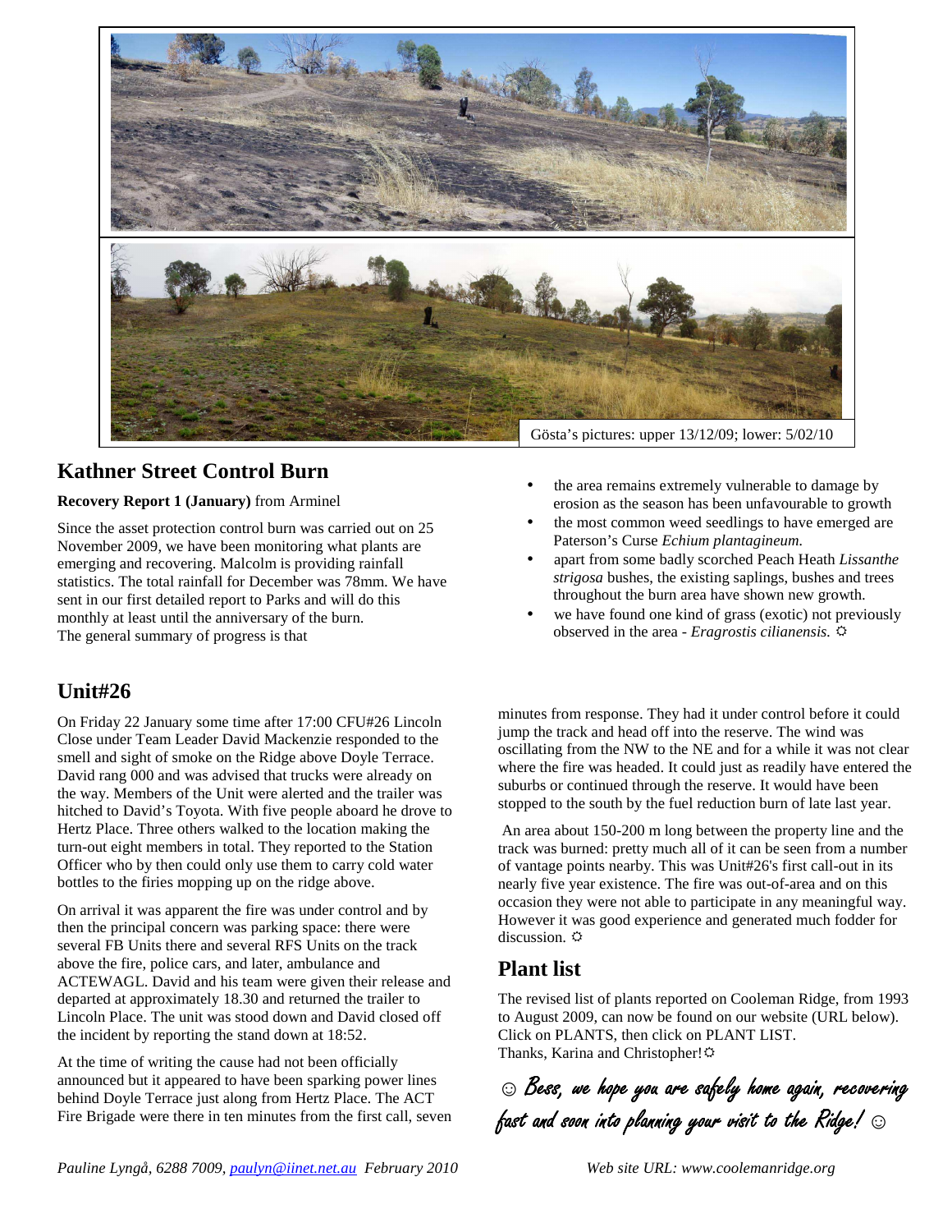Gösta's pictures: upper 13/12/09; lower: 5/02/10

## Kathner Street Control Burn

**Recovery Report 1 (January)** from Arminel

Since the asset protection control burn was carried out on 25 November 2009, we have been monitoring what plants are emerging and recovering. Malcolm is providing rainfall statistics. The total rainfall for December was 78mm. We have sent in our first detailed report to Parks and will do this monthly at least until the anniversary of the burn.
The general summary of progress is that

- the area remains extremely vulnerable to damage by erosion as the season has been unfavourable to growth
- the most common weed seedlings to have emerged are Paterson's Curse *Echium plantagineum.*
- apart from some badly scorched Peach Heath *Lissanthe strigosa* bushes, the existing saplings, bushes and trees throughout the burn area have shown new growth.
- we have found one kind of grass (exotic) not previously observed in the area - *Eragrostis cilianensis.* ☼

## Unit#26

On Friday 22 January some time after 17:00 CFU#26 Lincoln Close under Team Leader David Mackenzie responded to the smell and sight of smoke on the Ridge above Doyle Terrace. David rang 000 and was advised that trucks were already on the way. Members of the Unit were alerted and the trailer was hitched to David's Toyota. With five people aboard he drove to Hertz Place. Three others walked to the location making the turn-out eight members in total. They reported to the Station Officer who by then could only use them to carry cold water bottles to the firies mopping up on the ridge above.

On arrival it was apparent the fire was under control and by then the principal concern was parking space: there were several FB Units there and several RFS Units on the track above the fire, police cars, and later, ambulance and ACTEWAGL. David and his team were given their release and departed at approximately 18.30 and returned the trailer to Lincoln Place. The unit was stood down and David closed off the incident by reporting the stand down at 18:52.

At the time of writing the cause had not been officially announced but it appeared to have been sparking power lines behind Doyle Terrace just along from Hertz Place. The ACT Fire Brigade were there in ten minutes from the first call, seven minutes from response. They had it under control before it could jump the track and head off into the reserve. The wind was oscillating from the NW to the NE and for a while it was not clear where the fire was headed. It could just as readily have entered the suburbs or continued through the reserve. It would have been stopped to the south by the fuel reduction burn of late last year.

An area about 150-200 m long between the property line and the track was burned: pretty much all of it can be seen from a number of vantage points nearby. This was Unit#26's first call-out in its nearly five year existence. The fire was out-of-area and on this occasion they were not able to participate in any meaningful way. However it was good experience and generated much fodder for discussion. ☼

## Plant list

The revised list of plants reported on Cooleman Ridge, from 1993 to August 2009, can now be found on our website (URL below). Click on PLANTS, then click on PLANT LIST.
Thanks, Karina and Christopher!☼

☺ *Bess, we hope you are safely home again, recovering fast and soon into planning your visit to the Ridge!* ☺

*Pauline Lyngå, 6288 7009, paulyn@iinet.net.au February 2010*

*Web site URL: www.coolemanridge.org*